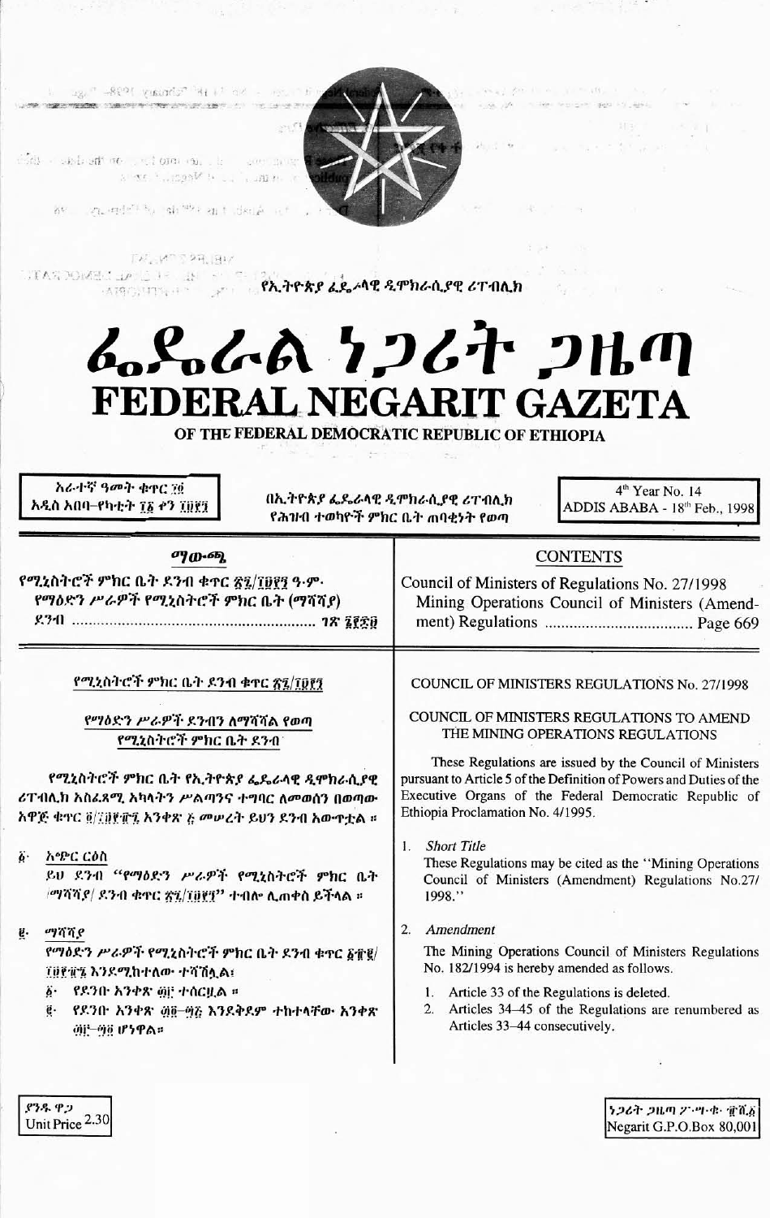የኢትዮጵያ ፌዴራላዊ ዲሞክራሲያዊ ሪፐብሊክ

# ፌዴራል ነጋሪት ጋዜጣ
# FEDERAL NEGARIT GAZETA
## OF THE FEDERAL DEMOCRATIC REPUBLIC OF ETHIOPIA

አራተኛ ዓመት ቁጥር ፲፬
አዲስ አበባ–የካቲት ፲፩ ቀን ፲፱፻፺

በኢትዮጵያ ፌዴራላዊ ዲሞክራሲያዊ ሪፐብሊክ
የሕዝብ ተወካዮች ምክር ቤት ጠባቂነት የወጣ

4th Year No. 14
ADDIS ABABA - 18th Feb., 1998

### ማውጫ

የሚኒስትሮች ምክር ቤት ደንብ ቁጥር ፳፯/፲፱፻፺ ዓ.ም.
የማዕድን ሥራዎች የሚኒስትሮች ምክር ቤት (ማሻሻያ)
ደንብ ........................................................ ገጽ ፮፻፷፱

### CONTENTS

Council of Ministers of Regulations No. 27/1998
Mining Operations Council of Ministers (Amendment) Regulations .................................... Page 669

#### የሚኒስትሮች ምክር ቤት ደንብ ቁጥር ፳፯/፲፱፻፺

#### የማዕድን ሥራዎች ደንብን ለማሻሻል የወጣ የሚኒስትሮች ምክር ቤት ደንብ

የሚኒስትሮች ምክር ቤት የኢትዮጵያ ፌዴራላዊ ዲሞክራሲያዊ ሪፐብሊክ አስፈጻሚ አካላትን ሥልጣንና ተግባር ለመወሰን በወጣው አዋጅ ቁጥር ፬/፲፱፻፹፯ አንቀጽ ፭ መሠረት ይህን ደንብ አውጥቷል ።

፩· አጭር ርዕስ
ይህ ደንብ "የማዕድን ሥራዎች የሚኒስትሮች ምክር ቤት /ማሻሻያ/ ደንብ ቁጥር ፳፯/፲፱፻፺" ተብሎ ሊጠቀስ ይችላል ።

፪· ማሻሻያ
የማዕድን ሥራዎች የሚኒስትሮች ምክር ቤት ደንብ ቁጥር ፩፻፹፪/፲፱፻፹፮ እንደሚከተለው ተሻሽሏል፡
   ፩· የደንቡ አንቀጽ ፴፫ ተሰርዟል ።
   ፪· የደንቡ አንቀጽ ፴፬–፵፭ እንደቅደም ተከተላቸው አንቀጽ ፴፫–፵፬ ሆነዋል።

#### COUNCIL OF MINISTERS REGULATIONS No. 27/1998

#### COUNCIL OF MINISTERS REGULATIONS TO AMEND THE MINING OPERATIONS REGULATIONS

These Regulations are issued by the Council of Ministers pursuant to Article 5 of the Definition of Powers and Duties of the Executive Organs of the Federal Democratic Republic of Ethiopia Proclamation No. 4/1995.

1. *Short Title*
   These Regulations may be cited as the "Mining Operations Council of Ministers (Amendment) Regulations No.27/1998."

2. *Amendment*
   The Mining Operations Council of Ministers Regulations No. 182/1994 is hereby amended as follows.
   1. Article 33 of the Regulations is deleted.
   2. Articles 34–45 of the Regulations are renumbered as Articles 33–44 consecutively.

ያንዱ ዋጋ
Unit Price 2.30

ነጋሪት ጋዜጣ ፖ.ሣ.ቁ. ፹ሺ፩
Negarit G.P.O.Box 80,001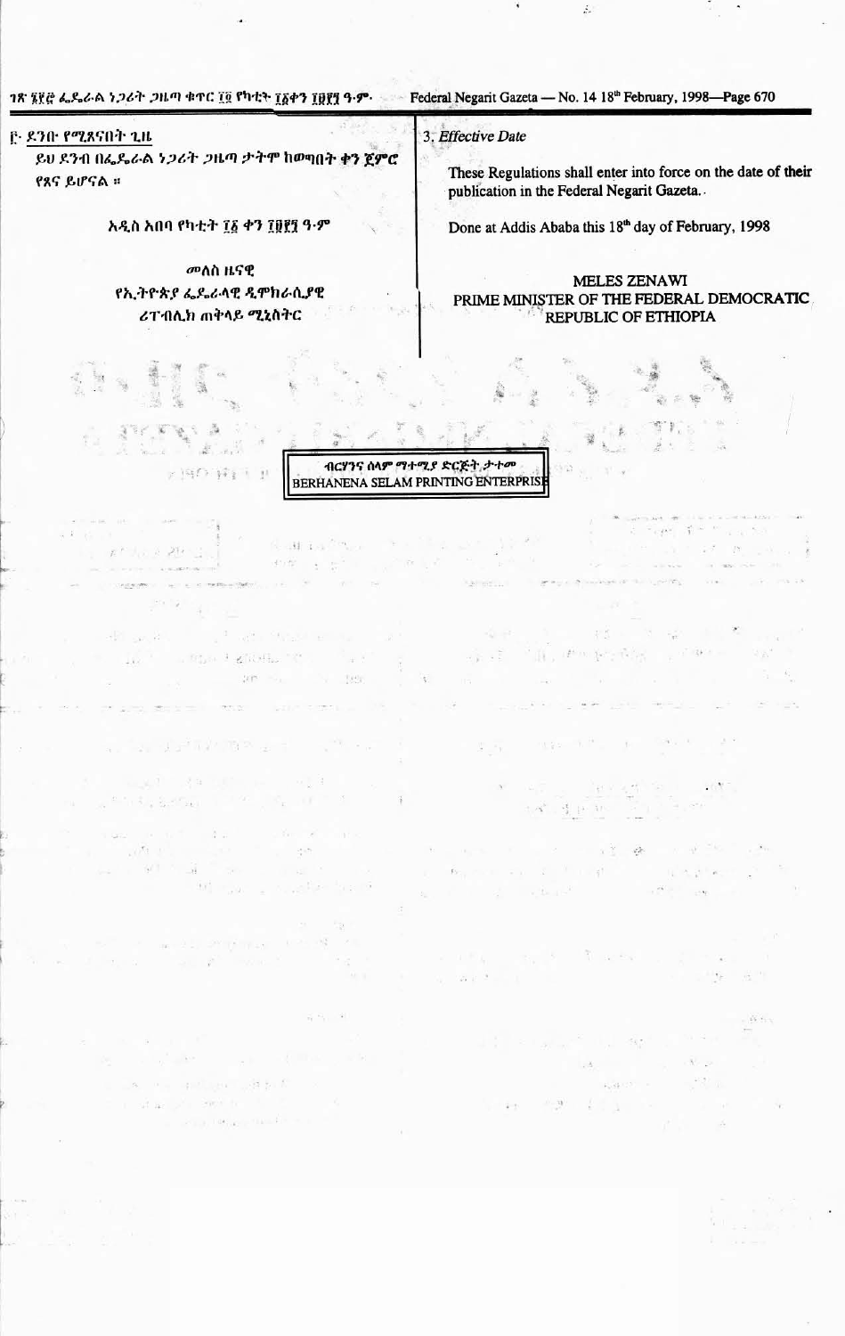፫· ደንቡ የሚጸናበት ጊዜ

ይህ ደንብ በፌዴራል ነጋሪት ጋዜጣ ታትሞ ከወጣበት ቀን ጀምሮ የጸና ይሆናል ።

አዲስ አበባ የካቲት ፲፩ ቀን ፲፱፻፺ ዓ·ም

መለስ ዜናዊ
የኢትዮጵያ ፌዴራላዊ ዲሞክራሲያዊ ሪፐብሊክ ጠቅላይ ሚኒስትር

3. *Effective Date*

These Regulations shall enter into force on the date of their publication in the Federal Negarit Gazeta.

Done at Addis Ababa this 18th day of February, 1998

MELES ZENAWI
PRIME MINISTER OF THE FEDERAL DEMOCRATIC REPUBLIC OF ETHIOPIA

ብርሃንና ሰላም ማተሚያ ድርጅት ታተመ
BERHANENA SELAM PRINTING ENTERPRISE